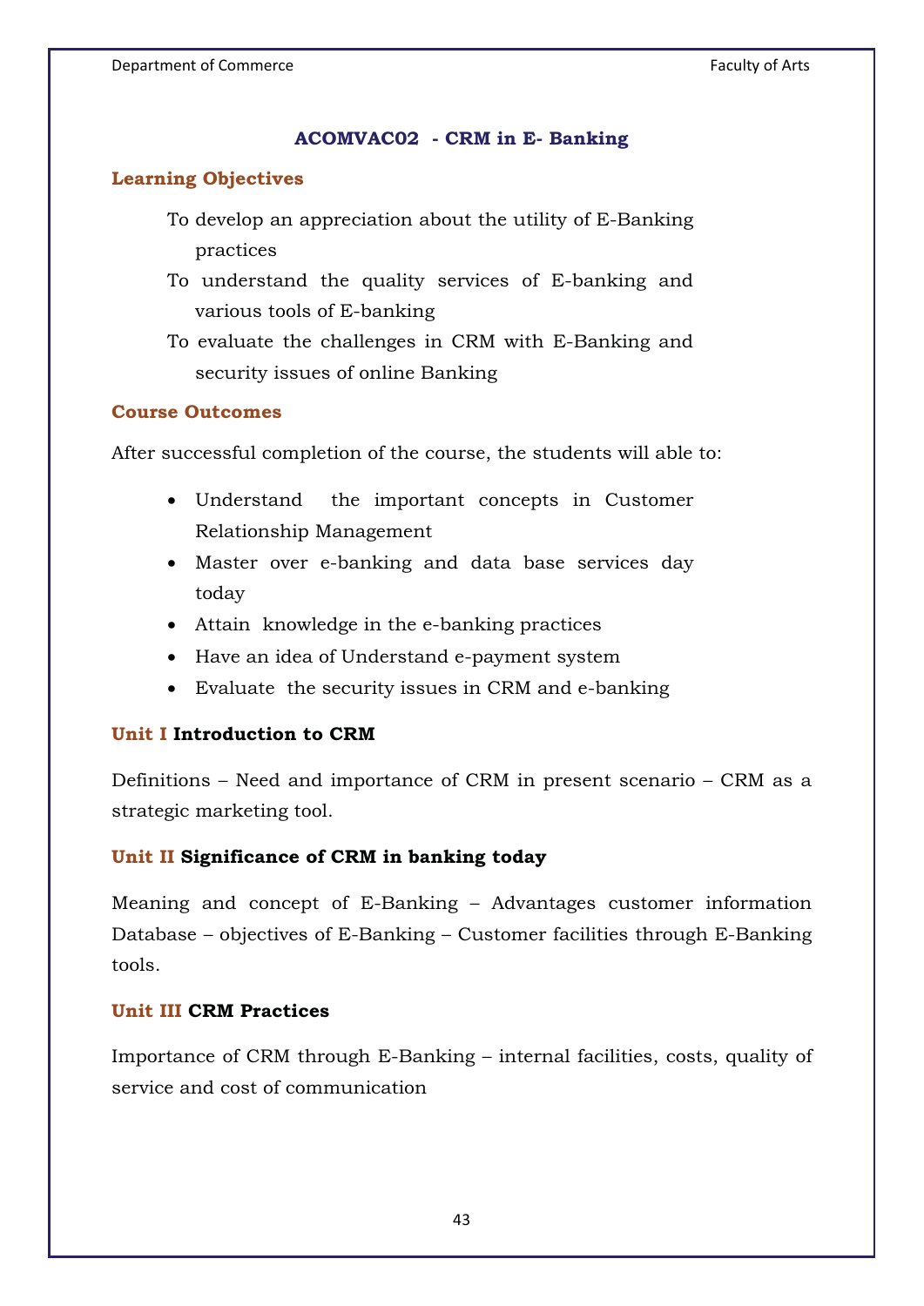## ACOMVAC02 - CRM in E- Banking

### Learning Objectives

To develop an appreciation about the utility of E-Banking practices

To understand the quality services of E-banking and various tools of E-banking

To evaluate the challenges in CRM with E-Banking and security issues of online Banking

### Course Outcomes

After successful completion of the course, the students will able to:

- Understand the important concepts in Customer Relationship Management
- Master over e-banking and data base services day today
- Attain knowledge in the e-banking practices
- Have an idea of Understand e-payment system
- Evaluate the security issues in CRM and e-banking

### Unit I **Introduction to CRM**

Definitions – Need and importance of CRM in present scenario – CRM as a strategic marketing tool.

### Unit II **Significance of CRM in banking today**

Meaning and concept of E-Banking – Advantages customer information Database – objectives of E-Banking – Customer facilities through E-Banking tools.

### Unit III **CRM Practices**

Importance of CRM through E-Banking – internal facilities, costs, quality of service and cost of communication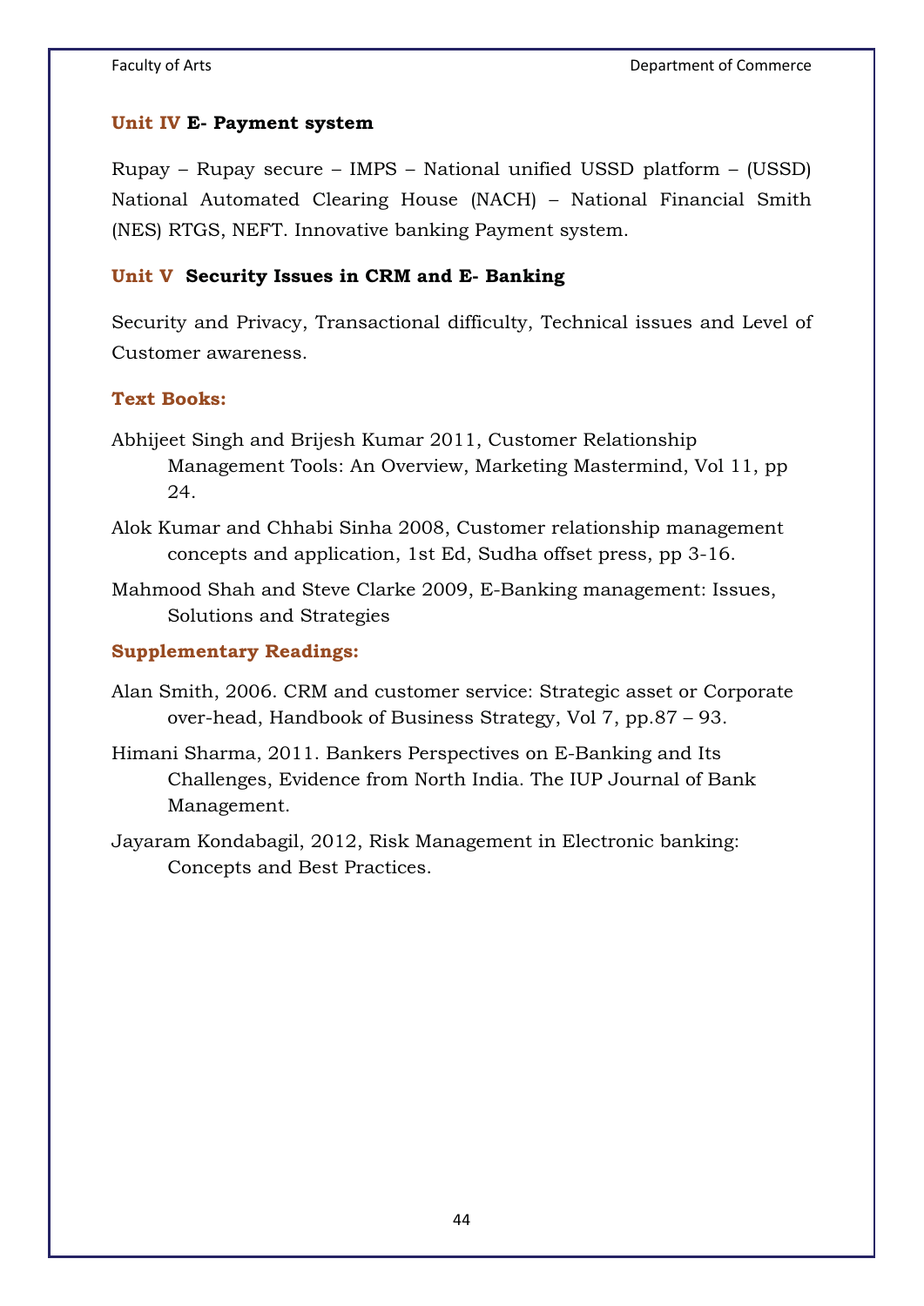**Unit IV E- Payment system**

Rupay – Rupay secure – IMPS – National unified USSD platform – (USSD) National Automated Clearing House (NACH) – National Financial Smith (NES) RTGS, NEFT. Innovative banking Payment system.

**Unit V Security Issues in CRM and E- Banking**

Security and Privacy, Transactional difficulty, Technical issues and Level of Customer awareness.

**Text Books:**

Abhijeet Singh and Brijesh Kumar 2011, Customer Relationship Management Tools: An Overview, Marketing Mastermind, Vol 11, pp 24.

Alok Kumar and Chhabi Sinha 2008, Customer relationship management concepts and application, 1st Ed, Sudha offset press, pp 3-16.

Mahmood Shah and Steve Clarke 2009, E-Banking management: Issues, Solutions and Strategies

**Supplementary Readings:**

Alan Smith, 2006. CRM and customer service: Strategic asset or Corporate over-head, Handbook of Business Strategy, Vol 7, pp.87 – 93.

Himani Sharma, 2011. Bankers Perspectives on E-Banking and Its Challenges, Evidence from North India. The IUP Journal of Bank Management.

Jayaram Kondabagil, 2012, Risk Management in Electronic banking: Concepts and Best Practices.